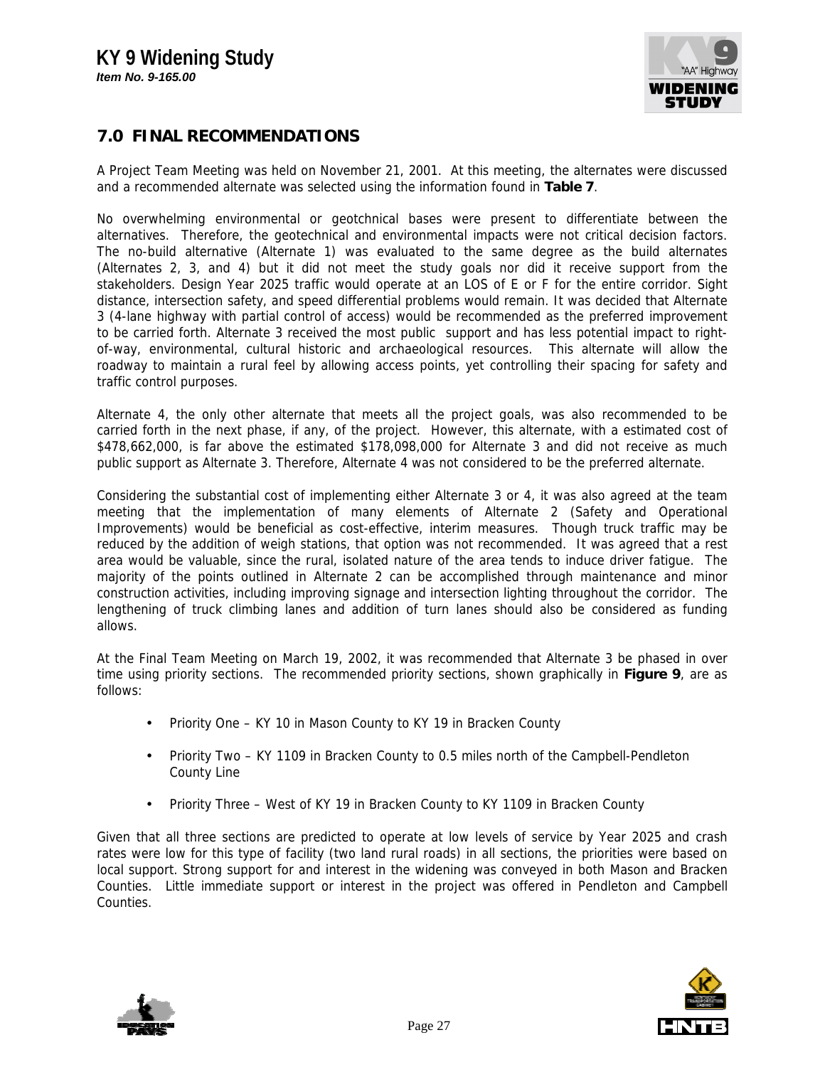## 7.0 FINAL RECOMMENDATIONS

A Project Team Meeting was held on November 21, 2001. At this meeting, the alternates were discussed and a recommended alternate was selected using the information found in **Table 7**.

No overwhelming environmental or geotchnical bases were present to differentiate between the alternatives. Therefore, the geotechnical and environmental impacts were not critical decision factors. The no-build alternative (Alternate 1) was evaluated to the same degree as the build alternates (Alternates 2, 3, and 4) but it did not meet the study goals nor did it receive support from the stakeholders. Design Year 2025 traffic would operate at an LOS of E or F for the entire corridor. Sight distance, intersection safety, and speed differential problems would remain. It was decided that Alternate 3 (4-lane highway with partial control of access) would be recommended as the preferred improvement to be carried forth. Alternate 3 received the most public support and has less potential impact to right-of-way, environmental, cultural historic and archaeological resources. This alternate will allow the roadway to maintain a rural feel by allowing access points, yet controlling their spacing for safety and traffic control purposes.

Alternate 4, the only other alternate that meets all the project goals, was also recommended to be carried forth in the next phase, if any, of the project. However, this alternate, with a estimated cost of $478,662,000, is far above the estimated $178,098,000 for Alternate 3 and did not receive as much public support as Alternate 3. Therefore, Alternate 4 was not considered to be the preferred alternate.

Considering the substantial cost of implementing either Alternate 3 or 4, it was also agreed at the team meeting that the implementation of many elements of Alternate 2 (Safety and Operational Improvements) would be beneficial as cost-effective, interim measures. Though truck traffic may be reduced by the addition of weigh stations, that option was not recommended. It was agreed that a rest area would be valuable, since the rural, isolated nature of the area tends to induce driver fatigue. The majority of the points outlined in Alternate 2 can be accomplished through maintenance and minor construction activities, including improving signage and intersection lighting throughout the corridor. The lengthening of truck climbing lanes and addition of turn lanes should also be considered as funding allows.

At the Final Team Meeting on March 19, 2002, it was recommended that Alternate 3 be phased in over time using priority sections. The recommended priority sections, shown graphically in **Figure 9**, are as follows:

- Priority One – KY 10 in Mason County to KY 19 in Bracken County
- Priority Two – KY 1109 in Bracken County to 0.5 miles north of the Campbell-Pendleton County Line
- Priority Three – West of KY 19 in Bracken County to KY 1109 in Bracken County

Given that all three sections are predicted to operate at low levels of service by Year 2025 and crash rates were low for this type of facility (two land rural roads) in all sections, the priorities were based on local support. Strong support for and interest in the widening was conveyed in both Mason and Bracken Counties. Little immediate support or interest in the project was offered in Pendleton and Campbell Counties.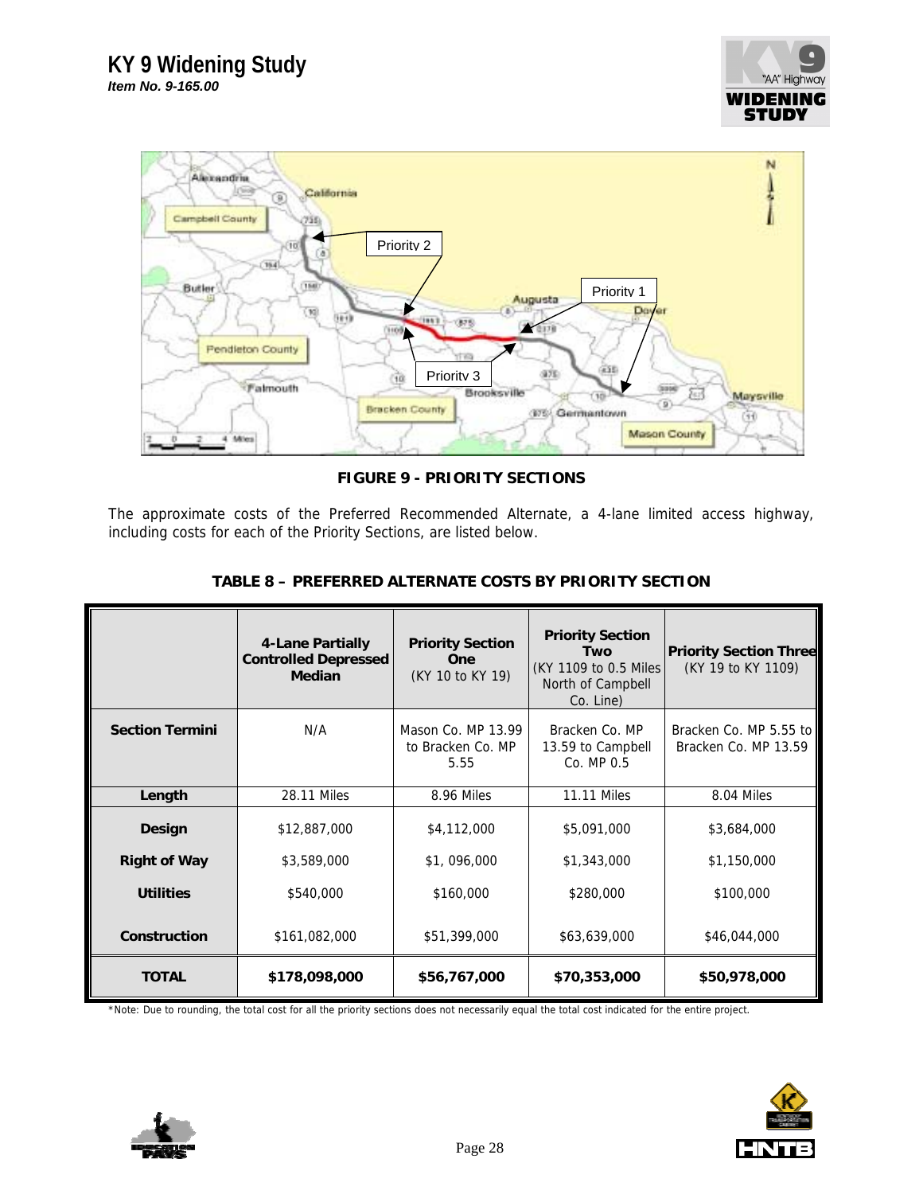FIGURE 9 - PRIORITY SECTIONS

The approximate costs of the Preferred Recommended Alternate, a 4-lane limited access highway, including costs for each of the Priority Sections, are listed below.

**TABLE 8 – PREFERRED ALTERNATE COSTS BY PRIORITY SECTION**

| | **4-Lane Partially Controlled Depressed Median** | **Priority Section One** (KY 10 to KY 19) | **Priority Section Two** (KY 1109 to 0.5 Miles North of Campbell Co. Line) | **Priority Section Three** (KY 19 to KY 1109) |
|---|---|---|---|---|
| **Section Termini** | N/A | Mason Co. MP 13.99 to Bracken Co. MP 5.55 | Bracken Co. MP 13.59 to Campbell Co. MP 0.5 | Bracken Co. MP 5.55 to Bracken Co. MP 13.59 |
| **Length** | 28.11 Miles | 8.96 Miles | 11.11 Miles | 8.04 Miles |
| **Design** | $12,887,000 | $4,112,000 | $5,091,000 | $3,684,000 |
| **Right of Way** | $3,589,000 | $1, 096,000 | $1,343,000 | $1,150,000 |
| **Utilities** | $540,000 | $160,000 | $280,000 | $100,000 |
| **Construction** | $161,082,000 | $51,399,000 | $63,639,000 | $46,044,000 |
| **TOTAL** | **$178,098,000** | **$56,767,000** | **$70,353,000** | **$50,978,000** |

*Note: Due to rounding, the total cost for all the priority sections does not necessarily equal the total cost indicated for the entire project.